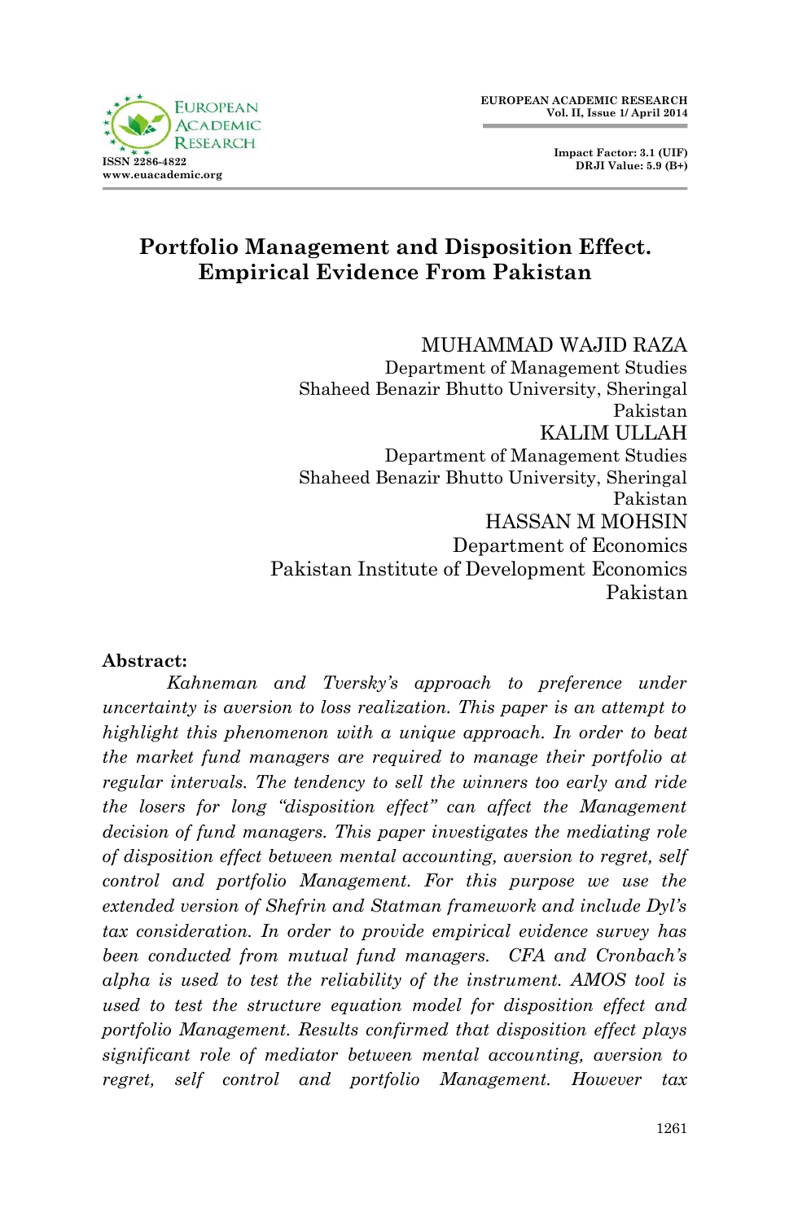# Portfolio Management and Disposition Effect. Empirical Evidence From Pakistan

MUHAMMAD WAJID RAZA
Department of Management Studies
Shaheed Benazir Bhutto University, Sheringal
Pakistan

KALIM ULLAH
Department of Management Studies
Shaheed Benazir Bhutto University, Sheringal
Pakistan

HASSAN M MOHSIN
Department of Economics
Pakistan Institute of Development Economics
Pakistan

**Abstract:**

*Kahneman and Tversky's approach to preference under uncertainty is aversion to loss realization. This paper is an attempt to highlight this phenomenon with a unique approach. In order to beat the market fund managers are required to manage their portfolio at regular intervals. The tendency to sell the winners too early and ride the losers for long "disposition effect" can affect the Management decision of fund managers. This paper investigates the mediating role of disposition effect between mental accounting, aversion to regret, self control and portfolio Management. For this purpose we use the extended version of Shefrin and Statman framework and include Dyl's tax consideration. In order to provide empirical evidence survey has been conducted from mutual fund managers. CFA and Cronbach's alpha is used to test the reliability of the instrument. AMOS tool is used to test the structure equation model for disposition effect and portfolio Management. Results confirmed that disposition effect plays significant role of mediator between mental accounting, aversion to regret, self control and portfolio Management. However tax*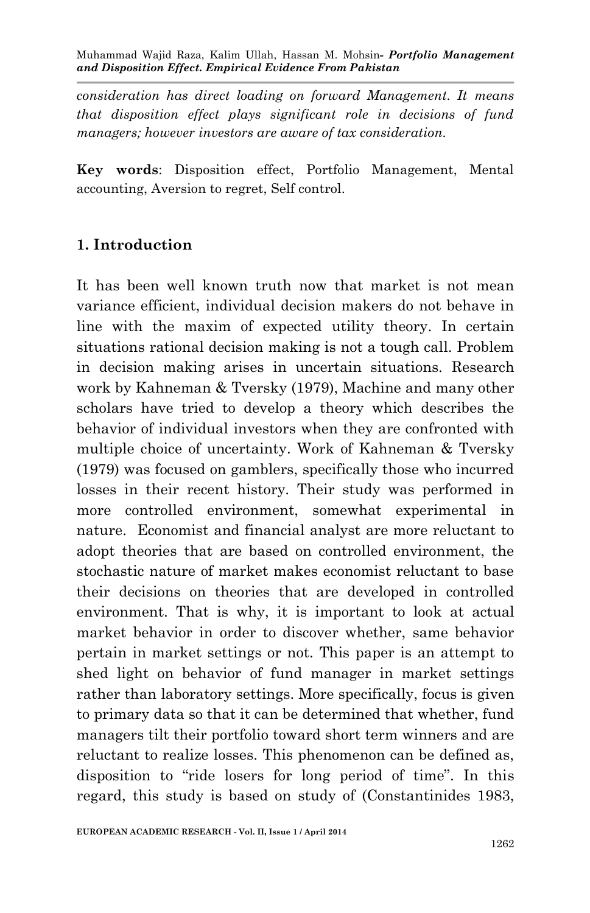*consideration has direct loading on forward Management. It means that disposition effect plays significant role in decisions of fund managers; however investors are aware of tax consideration.*

**Key words**: Disposition effect, Portfolio Management, Mental accounting, Aversion to regret, Self control.

## 1. Introduction

It has been well known truth now that market is not mean variance efficient, individual decision makers do not behave in line with the maxim of expected utility theory. In certain situations rational decision making is not a tough call. Problem in decision making arises in uncertain situations. Research work by Kahneman & Tversky (1979), Machine and many other scholars have tried to develop a theory which describes the behavior of individual investors when they are confronted with multiple choice of uncertainty. Work of Kahneman & Tversky (1979) was focused on gamblers, specifically those who incurred losses in their recent history. Their study was performed in more controlled environment, somewhat experimental in nature. Economist and financial analyst are more reluctant to adopt theories that are based on controlled environment, the stochastic nature of market makes economist reluctant to base their decisions on theories that are developed in controlled environment. That is why, it is important to look at actual market behavior in order to discover whether, same behavior pertain in market settings or not. This paper is an attempt to shed light on behavior of fund manager in market settings rather than laboratory settings. More specifically, focus is given to primary data so that it can be determined that whether, fund managers tilt their portfolio toward short term winners and are reluctant to realize losses. This phenomenon can be defined as, disposition to "ride losers for long period of time". In this regard, this study is based on study of (Constantinides 1983,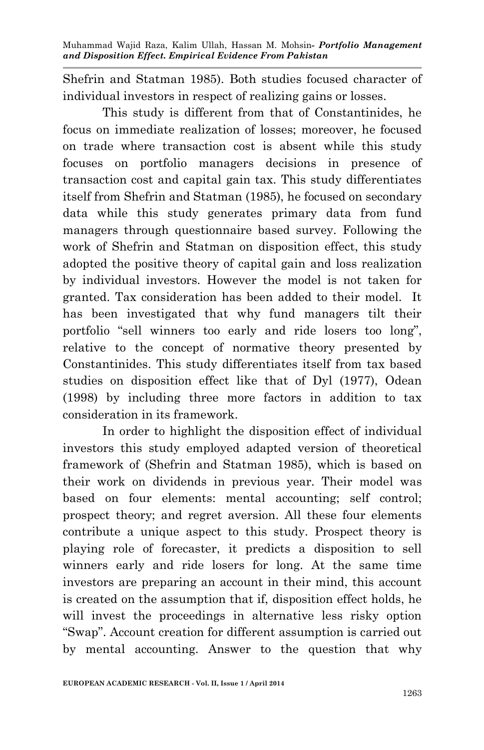Shefrin and Statman 1985). Both studies focused character of individual investors in respect of realizing gains or losses.

This study is different from that of Constantinides, he focus on immediate realization of losses; moreover, he focused on trade where transaction cost is absent while this study focuses on portfolio managers decisions in presence of transaction cost and capital gain tax. This study differentiates itself from Shefrin and Statman (1985), he focused on secondary data while this study generates primary data from fund managers through questionnaire based survey. Following the work of Shefrin and Statman on disposition effect, this study adopted the positive theory of capital gain and loss realization by individual investors. However the model is not taken for granted. Tax consideration has been added to their model. It has been investigated that why fund managers tilt their portfolio "sell winners too early and ride losers too long", relative to the concept of normative theory presented by Constantinides. This study differentiates itself from tax based studies on disposition effect like that of Dyl (1977), Odean (1998) by including three more factors in addition to tax consideration in its framework.

In order to highlight the disposition effect of individual investors this study employed adapted version of theoretical framework of (Shefrin and Statman 1985), which is based on their work on dividends in previous year. Their model was based on four elements: mental accounting; self control; prospect theory; and regret aversion. All these four elements contribute a unique aspect to this study. Prospect theory is playing role of forecaster, it predicts a disposition to sell winners early and ride losers for long. At the same time investors are preparing an account in their mind, this account is created on the assumption that if, disposition effect holds, he will invest the proceedings in alternative less risky option "Swap". Account creation for different assumption is carried out by mental accounting. Answer to the question that why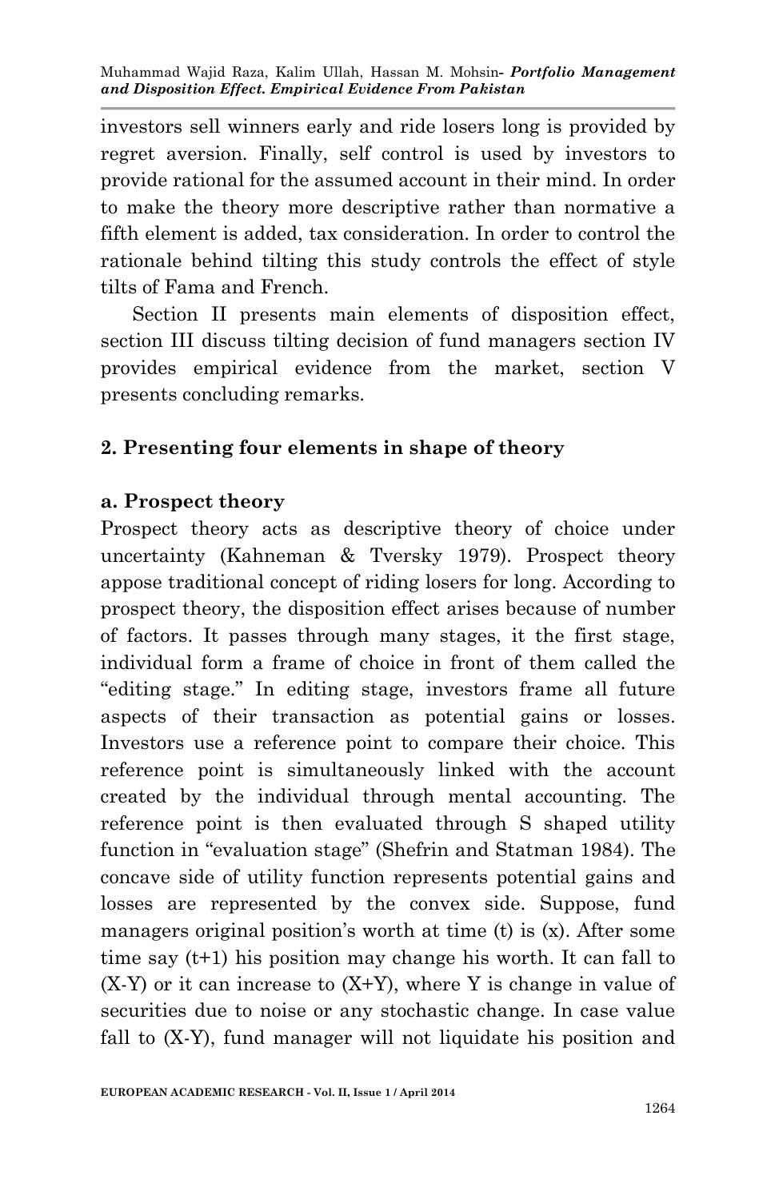investors sell winners early and ride losers long is provided by regret aversion. Finally, self control is used by investors to provide rational for the assumed account in their mind. In order to make the theory more descriptive rather than normative a fifth element is added, tax consideration. In order to control the rationale behind tilting this study controls the effect of style tilts of Fama and French.

Section II presents main elements of disposition effect, section III discuss tilting decision of fund managers section IV provides empirical evidence from the market, section V presents concluding remarks.

## 2. Presenting four elements in shape of theory

### a. Prospect theory

Prospect theory acts as descriptive theory of choice under uncertainty (Kahneman & Tversky 1979). Prospect theory appose traditional concept of riding losers for long. According to prospect theory, the disposition effect arises because of number of factors. It passes through many stages, it the first stage, individual form a frame of choice in front of them called the "editing stage." In editing stage, investors frame all future aspects of their transaction as potential gains or losses. Investors use a reference point to compare their choice. This reference point is simultaneously linked with the account created by the individual through mental accounting. The reference point is then evaluated through S shaped utility function in "evaluation stage" (Shefrin and Statman 1984). The concave side of utility function represents potential gains and losses are represented by the convex side. Suppose, fund managers original position's worth at time (t) is (x). After some time say (t+1) his position may change his worth. It can fall to (X-Y) or it can increase to (X+Y), where Y is change in value of securities due to noise or any stochastic change. In case value fall to (X-Y), fund manager will not liquidate his position and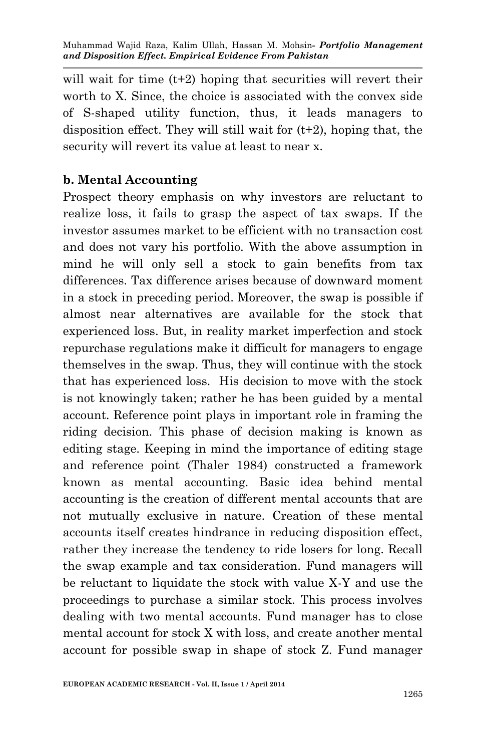will wait for time (t+2) hoping that securities will revert their worth to X. Since, the choice is associated with the convex side of S-shaped utility function, thus, it leads managers to disposition effect. They will still wait for (t+2), hoping that, the security will revert its value at least to near x.

**b. Mental Accounting**

Prospect theory emphasis on why investors are reluctant to realize loss, it fails to grasp the aspect of tax swaps. If the investor assumes market to be efficient with no transaction cost and does not vary his portfolio. With the above assumption in mind he will only sell a stock to gain benefits from tax differences. Tax difference arises because of downward moment in a stock in preceding period. Moreover, the swap is possible if almost near alternatives are available for the stock that experienced loss. But, in reality market imperfection and stock repurchase regulations make it difficult for managers to engage themselves in the swap. Thus, they will continue with the stock that has experienced loss. His decision to move with the stock is not knowingly taken; rather he has been guided by a mental account. Reference point plays in important role in framing the riding decision. This phase of decision making is known as editing stage. Keeping in mind the importance of editing stage and reference point (Thaler 1984) constructed a framework known as mental accounting. Basic idea behind mental accounting is the creation of different mental accounts that are not mutually exclusive in nature. Creation of these mental accounts itself creates hindrance in reducing disposition effect, rather they increase the tendency to ride losers for long. Recall the swap example and tax consideration. Fund managers will be reluctant to liquidate the stock with value X-Y and use the proceedings to purchase a similar stock. This process involves dealing with two mental accounts. Fund manager has to close mental account for stock X with loss, and create another mental account for possible swap in shape of stock Z. Fund manager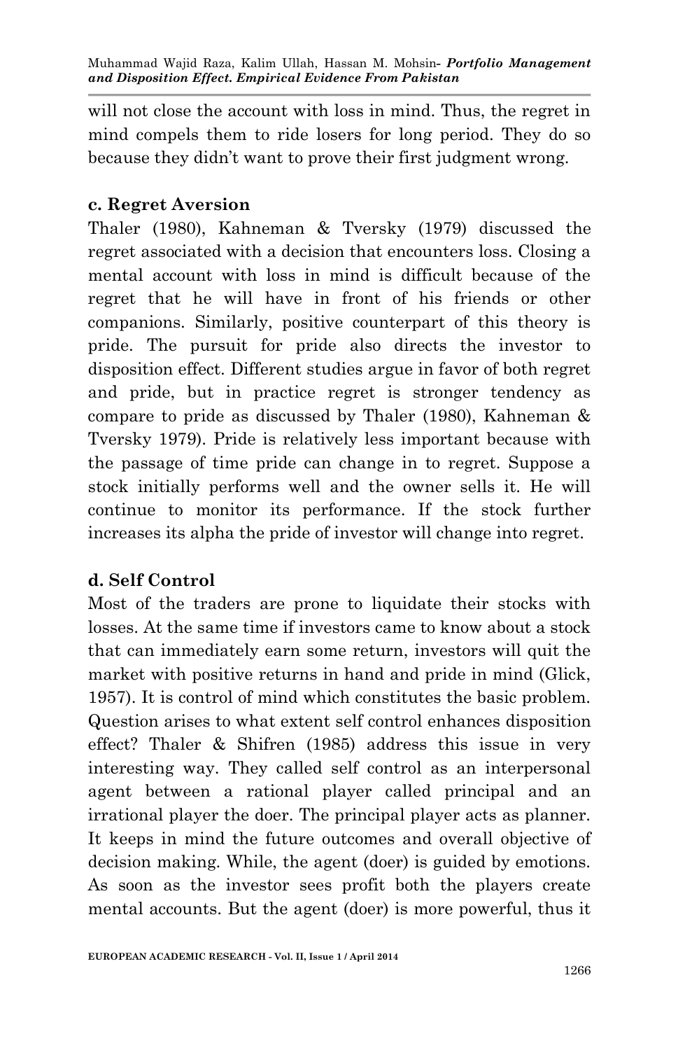will not close the account with loss in mind. Thus, the regret in mind compels them to ride losers for long period. They do so because they didn't want to prove their first judgment wrong.

**c. Regret Aversion**

Thaler (1980), Kahneman & Tversky (1979) discussed the regret associated with a decision that encounters loss. Closing a mental account with loss in mind is difficult because of the regret that he will have in front of his friends or other companions. Similarly, positive counterpart of this theory is pride. The pursuit for pride also directs the investor to disposition effect. Different studies argue in favor of both regret and pride, but in practice regret is stronger tendency as compare to pride as discussed by Thaler (1980), Kahneman & Tversky 1979). Pride is relatively less important because with the passage of time pride can change in to regret. Suppose a stock initially performs well and the owner sells it. He will continue to monitor its performance. If the stock further increases its alpha the pride of investor will change into regret.

**d. Self Control**

Most of the traders are prone to liquidate their stocks with losses. At the same time if investors came to know about a stock that can immediately earn some return, investors will quit the market with positive returns in hand and pride in mind (Glick, 1957). It is control of mind which constitutes the basic problem. Question arises to what extent self control enhances disposition effect? Thaler & Shifren (1985) address this issue in very interesting way. They called self control as an interpersonal agent between a rational player called principal and an irrational player the doer. The principal player acts as planner. It keeps in mind the future outcomes and overall objective of decision making. While, the agent (doer) is guided by emotions. As soon as the investor sees profit both the players create mental accounts. But the agent (doer) is more powerful, thus it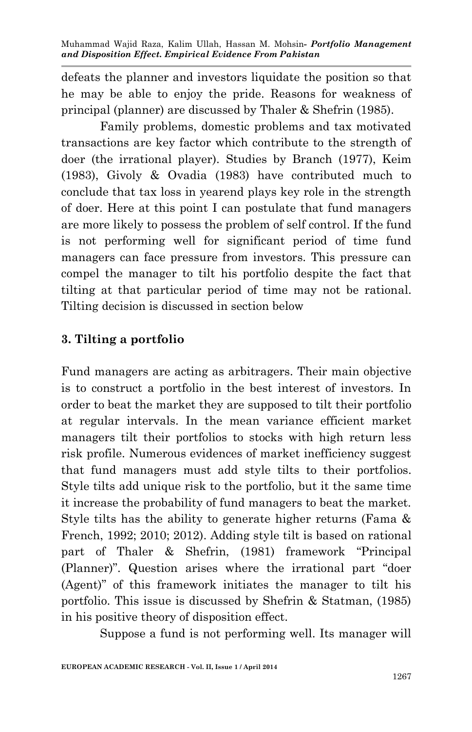defeats the planner and investors liquidate the position so that he may be able to enjoy the pride. Reasons for weakness of principal (planner) are discussed by Thaler & Shefrin (1985).

Family problems, domestic problems and tax motivated transactions are key factor which contribute to the strength of doer (the irrational player). Studies by Branch (1977), Keim (1983), Givoly & Ovadia (1983) have contributed much to conclude that tax loss in yearend plays key role in the strength of doer. Here at this point I can postulate that fund managers are more likely to possess the problem of self control. If the fund is not performing well for significant period of time fund managers can face pressure from investors. This pressure can compel the manager to tilt his portfolio despite the fact that tilting at that particular period of time may not be rational. Tilting decision is discussed in section below

## 3. Tilting a portfolio

Fund managers are acting as arbitragers. Their main objective is to construct a portfolio in the best interest of investors. In order to beat the market they are supposed to tilt their portfolio at regular intervals. In the mean variance efficient market managers tilt their portfolios to stocks with high return less risk profile. Numerous evidences of market inefficiency suggest that fund managers must add style tilts to their portfolios. Style tilts add unique risk to the portfolio, but it the same time it increase the probability of fund managers to beat the market. Style tilts has the ability to generate higher returns (Fama & French, 1992; 2010; 2012). Adding style tilt is based on rational part of Thaler & Shefrin, (1981) framework "Principal (Planner)". Question arises where the irrational part "doer (Agent)" of this framework initiates the manager to tilt his portfolio. This issue is discussed by Shefrin & Statman, (1985) in his positive theory of disposition effect.

Suppose a fund is not performing well. Its manager will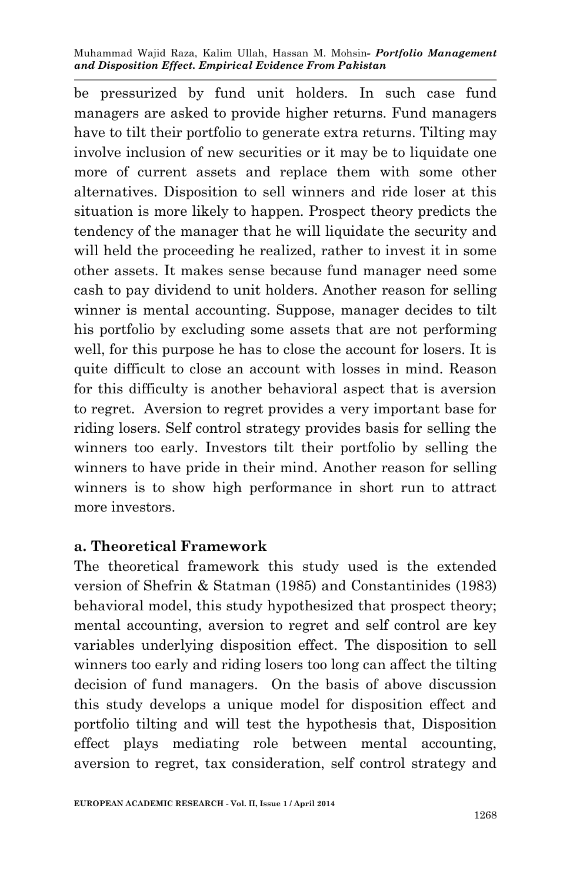be pressurized by fund unit holders. In such case fund managers are asked to provide higher returns. Fund managers have to tilt their portfolio to generate extra returns. Tilting may involve inclusion of new securities or it may be to liquidate one more of current assets and replace them with some other alternatives. Disposition to sell winners and ride loser at this situation is more likely to happen. Prospect theory predicts the tendency of the manager that he will liquidate the security and will held the proceeding he realized, rather to invest it in some other assets. It makes sense because fund manager need some cash to pay dividend to unit holders. Another reason for selling winner is mental accounting. Suppose, manager decides to tilt his portfolio by excluding some assets that are not performing well, for this purpose he has to close the account for losers. It is quite difficult to close an account with losses in mind. Reason for this difficulty is another behavioral aspect that is aversion to regret. Aversion to regret provides a very important base for riding losers. Self control strategy provides basis for selling the winners too early. Investors tilt their portfolio by selling the winners to have pride in their mind. Another reason for selling winners is to show high performance in short run to attract more investors.

### a. Theoretical Framework

The theoretical framework this study used is the extended version of Shefrin & Statman (1985) and Constantinides (1983) behavioral model, this study hypothesized that prospect theory; mental accounting, aversion to regret and self control are key variables underlying disposition effect. The disposition to sell winners too early and riding losers too long can affect the tilting decision of fund managers. On the basis of above discussion this study develops a unique model for disposition effect and portfolio tilting and will test the hypothesis that, Disposition effect plays mediating role between mental accounting, aversion to regret, tax consideration, self control strategy and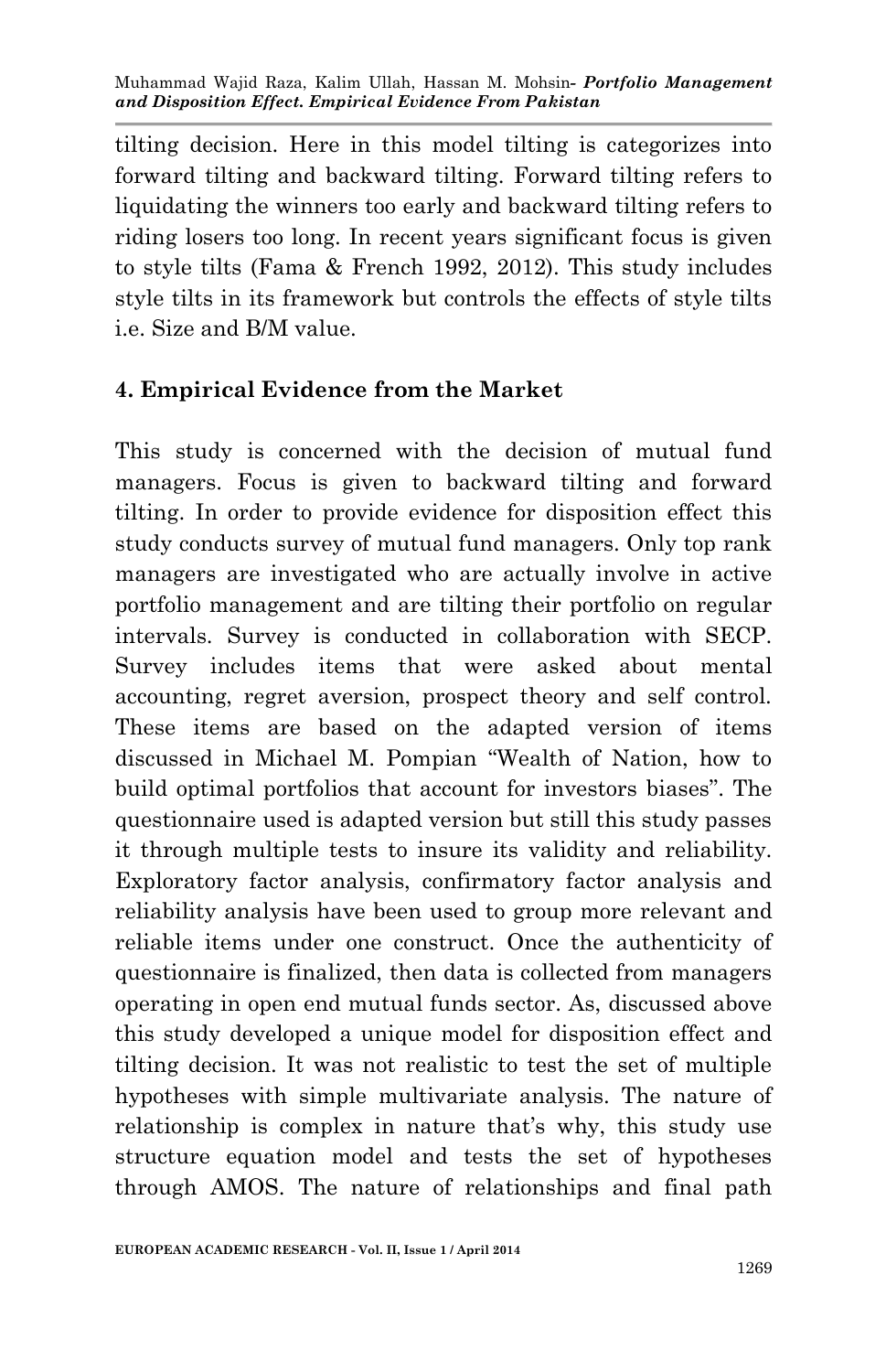tilting decision. Here in this model tilting is categorizes into forward tilting and backward tilting. Forward tilting refers to liquidating the winners too early and backward tilting refers to riding losers too long. In recent years significant focus is given to style tilts (Fama & French 1992, 2012). This study includes style tilts in its framework but controls the effects of style tilts i.e. Size and B/M value.

## 4. Empirical Evidence from the Market

This study is concerned with the decision of mutual fund managers. Focus is given to backward tilting and forward tilting. In order to provide evidence for disposition effect this study conducts survey of mutual fund managers. Only top rank managers are investigated who are actually involve in active portfolio management and are tilting their portfolio on regular intervals. Survey is conducted in collaboration with SECP. Survey includes items that were asked about mental accounting, regret aversion, prospect theory and self control. These items are based on the adapted version of items discussed in Michael M. Pompian "Wealth of Nation, how to build optimal portfolios that account for investors biases". The questionnaire used is adapted version but still this study passes it through multiple tests to insure its validity and reliability. Exploratory factor analysis, confirmatory factor analysis and reliability analysis have been used to group more relevant and reliable items under one construct. Once the authenticity of questionnaire is finalized, then data is collected from managers operating in open end mutual funds sector. As, discussed above this study developed a unique model for disposition effect and tilting decision. It was not realistic to test the set of multiple hypotheses with simple multivariate analysis. The nature of relationship is complex in nature that's why, this study use structure equation model and tests the set of hypotheses through AMOS. The nature of relationships and final path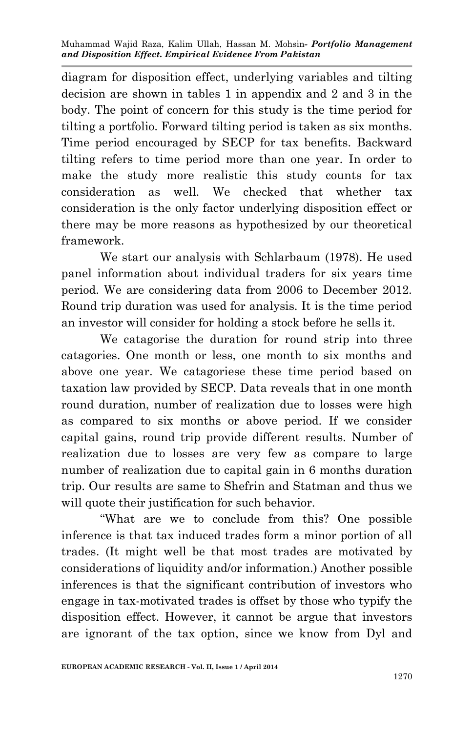diagram for disposition effect, underlying variables and tilting decision are shown in tables 1 in appendix and 2 and 3 in the body. The point of concern for this study is the time period for tilting a portfolio. Forward tilting period is taken as six months. Time period encouraged by SECP for tax benefits. Backward tilting refers to time period more than one year. In order to make the study more realistic this study counts for tax consideration as well. We checked that whether tax consideration is the only factor underlying disposition effect or there may be more reasons as hypothesized by our theoretical framework.

We start our analysis with Schlarbaum (1978). He used panel information about individual traders for six years time period. We are considering data from 2006 to December 2012. Round trip duration was used for analysis. It is the time period an investor will consider for holding a stock before he sells it.

We catagorise the duration for round strip into three catagories. One month or less, one month to six months and above one year. We catagoriese these time period based on taxation law provided by SECP. Data reveals that in one month round duration, number of realization due to losses were high as compared to six months or above period. If we consider capital gains, round trip provide different results. Number of realization due to losses are very few as compare to large number of realization due to capital gain in 6 months duration trip. Our results are same to Shefrin and Statman and thus we will quote their justification for such behavior.

"What are we to conclude from this? One possible inference is that tax induced trades form a minor portion of all trades. (It might well be that most trades are motivated by considerations of liquidity and/or information.) Another possible inferences is that the significant contribution of investors who engage in tax-motivated trades is offset by those who typify the disposition effect. However, it cannot be argue that investors are ignorant of the tax option, since we know from Dyl and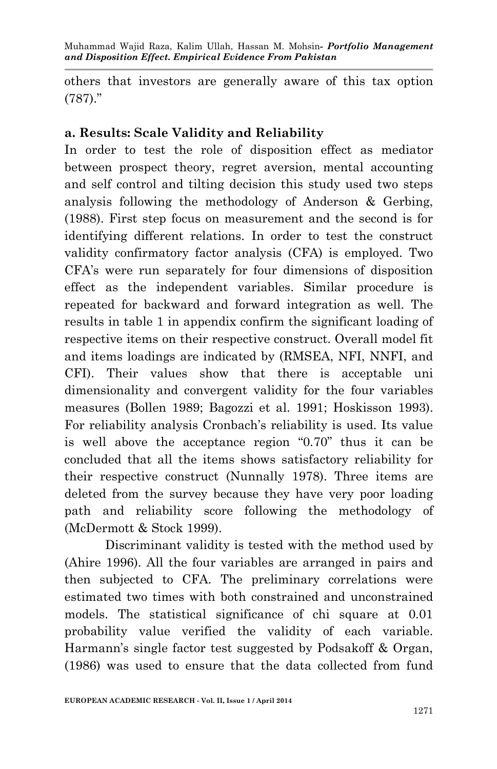others that investors are generally aware of this tax option (787)."

**a. Results: Scale Validity and Reliability**

In order to test the role of disposition effect as mediator between prospect theory, regret aversion, mental accounting and self control and tilting decision this study used two steps analysis following the methodology of Anderson & Gerbing, (1988). First step focus on measurement and the second is for identifying different relations. In order to test the construct validity confirmatory factor analysis (CFA) is employed. Two CFA's were run separately for four dimensions of disposition effect as the independent variables. Similar procedure is repeated for backward and forward integration as well. The results in table 1 in appendix confirm the significant loading of respective items on their respective construct. Overall model fit and items loadings are indicated by (RMSEA, NFI, NNFI, and CFI). Their values show that there is acceptable uni dimensionality and convergent validity for the four variables measures (Bollen 1989; Bagozzi et al. 1991; Hoskisson 1993). For reliability analysis Cronbach's reliability is used. Its value is well above the acceptance region "0.70" thus it can be concluded that all the items shows satisfactory reliability for their respective construct (Nunnally 1978). Three items are deleted from the survey because they have very poor loading path and reliability score following the methodology of (McDermott & Stock 1999).

Discriminant validity is tested with the method used by (Ahire 1996). All the four variables are arranged in pairs and then subjected to CFA. The preliminary correlations were estimated two times with both constrained and unconstrained models. The statistical significance of chi square at 0.01 probability value verified the validity of each variable. Harmann's single factor test suggested by Podsakoff & Organ, (1986) was used to ensure that the data collected from fund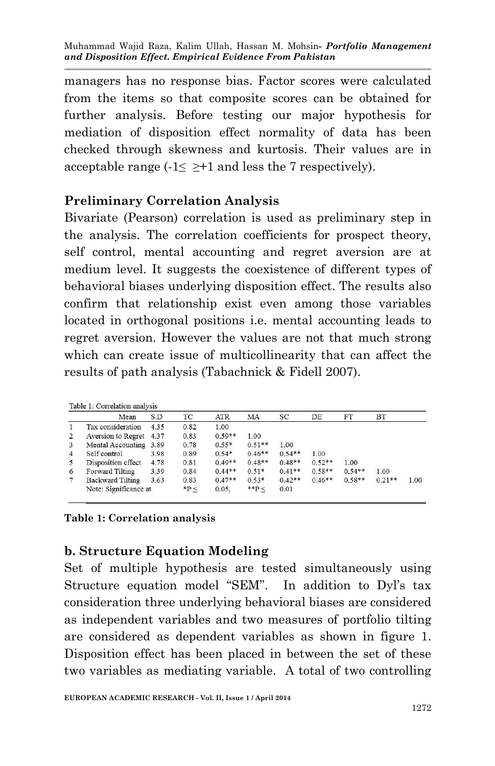managers has no response bias. Factor scores were calculated from the items so that composite scores can be obtained for further analysis. Before testing our major hypothesis for mediation of disposition effect normality of data has been checked through skewness and kurtosis. Their values are in acceptable range (-1≤ ≥+1 and less the 7 respectively).

### Preliminary Correlation Analysis

Bivariate (Pearson) correlation is used as preliminary step in the analysis. The correlation coefficients for prospect theory, self control, mental accounting and regret aversion are at medium level. It suggests the coexistence of different types of behavioral biases underlying disposition effect. The results also confirm that relationship exist even among those variables located in orthogonal positions i.e. mental accounting leads to regret aversion. However the values are not that much strong which can create issue of multicollinearity that can affect the results of path analysis (Tabachnick & Fidell 2007).

Table 1: Correlation analysis

| | | Mean | S.D | TC | ATR | MA | SC | DE | FT | BT |
|---|---|---|---|---|---|---|---|---|---|---|
| 1 | Tax consideration | 4.35 | 0.82 | 1.00 | | | | | | |
| 2 | Aversion to Regret | 4.37 | 0.83 | 0.59** | 1.00 | | | | | |
| 3 | Mental Accounting | 3.89 | 0.78 | 0.55* | 0.51** | 1.00 | | | | |
| 4 | Self control | 3.98 | 0.89 | 0.54* | 0.46** | 0.54** | 1.00 | | | |
| 5 | Disposition effect | 4.78 | 0.81 | 0.49** | 0.48** | 0.48** | 0.52** | 1.00 | | |
| 6 | Forward Tilting | 3.39 | 0.84 | 0.44** | 0.51* | 0.41** | 0.58** | 0.54** | 1.00 | |
| 7 | Backward Tilting | 3.63 | 0.83 | 0.47** | 0.53* | 0.42** | 0.46** | 0.58** | 0.21** | 1.00 |

Note: Significance at *P ≤ 0.05, **P ≤ 0.01

**Table 1: Correlation analysis**

### b. Structure Equation Modeling

Set of multiple hypothesis are tested simultaneously using Structure equation model "SEM". In addition to Dyl's tax consideration three underlying behavioral biases are considered as independent variables and two measures of portfolio tilting are considered as dependent variables as shown in figure 1. Disposition effect has been placed in between the set of these two variables as mediating variable. A total of two controlling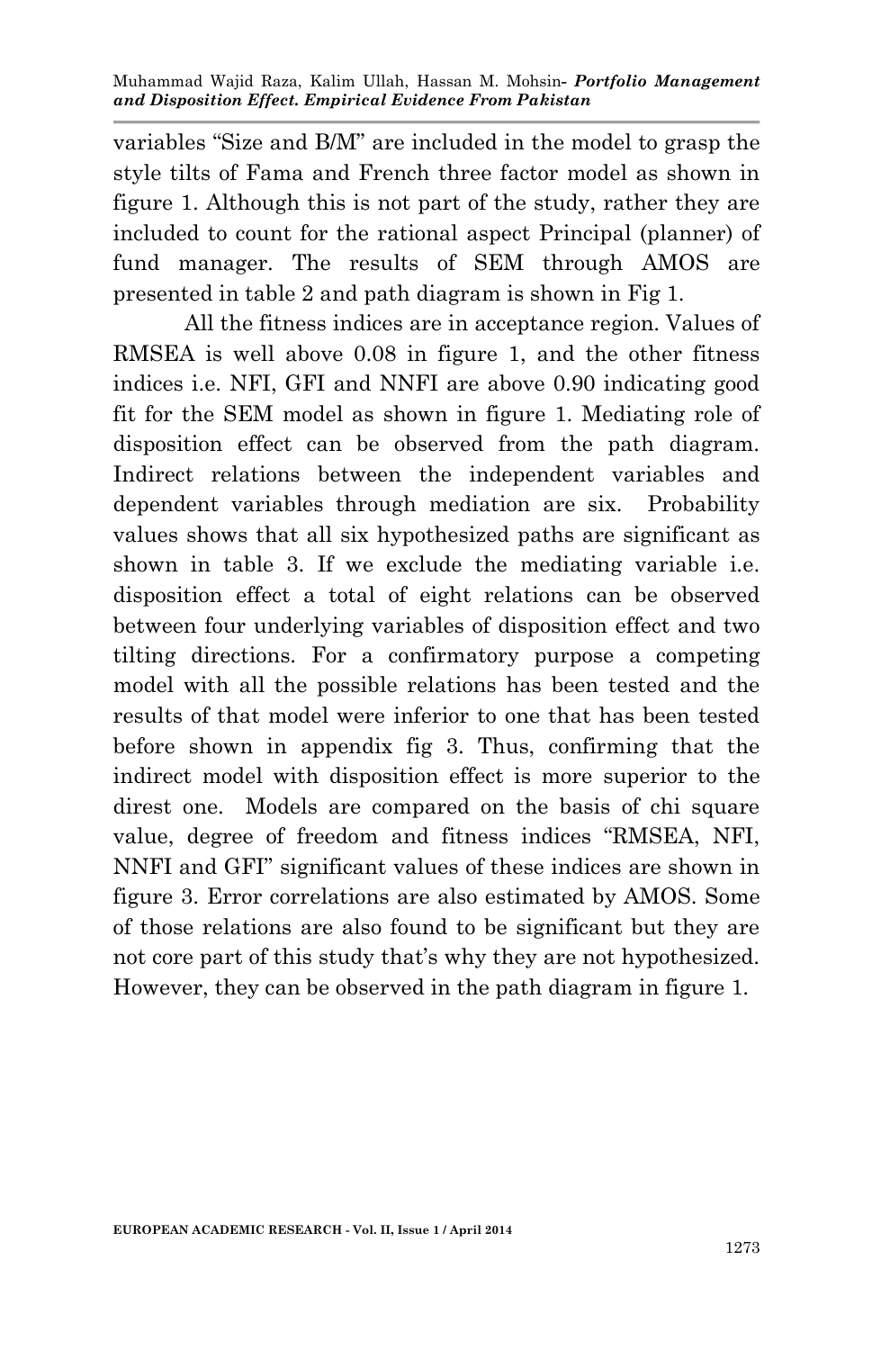variables “Size and B/M” are included in the model to grasp the style tilts of Fama and French three factor model as shown in figure 1. Although this is not part of the study, rather they are included to count for the rational aspect Principal (planner) of fund manager. The results of SEM through AMOS are presented in table 2 and path diagram is shown in Fig 1.

All the fitness indices are in acceptance region. Values of RMSEA is well above 0.08 in figure 1, and the other fitness indices i.e. NFI, GFI and NNFI are above 0.90 indicating good fit for the SEM model as shown in figure 1. Mediating role of disposition effect can be observed from the path diagram. Indirect relations between the independent variables and dependent variables through mediation are six. Probability values shows that all six hypothesized paths are significant as shown in table 3. If we exclude the mediating variable i.e. disposition effect a total of eight relations can be observed between four underlying variables of disposition effect and two tilting directions. For a confirmatory purpose a competing model with all the possible relations has been tested and the results of that model were inferior to one that has been tested before shown in appendix fig 3. Thus, confirming that the indirect model with disposition effect is more superior to the direst one. Models are compared on the basis of chi square value, degree of freedom and fitness indices “RMSEA, NFI, NNFI and GFI” significant values of these indices are shown in figure 3. Error correlations are also estimated by AMOS. Some of those relations are also found to be significant but they are not core part of this study that’s why they are not hypothesized. However, they can be observed in the path diagram in figure 1.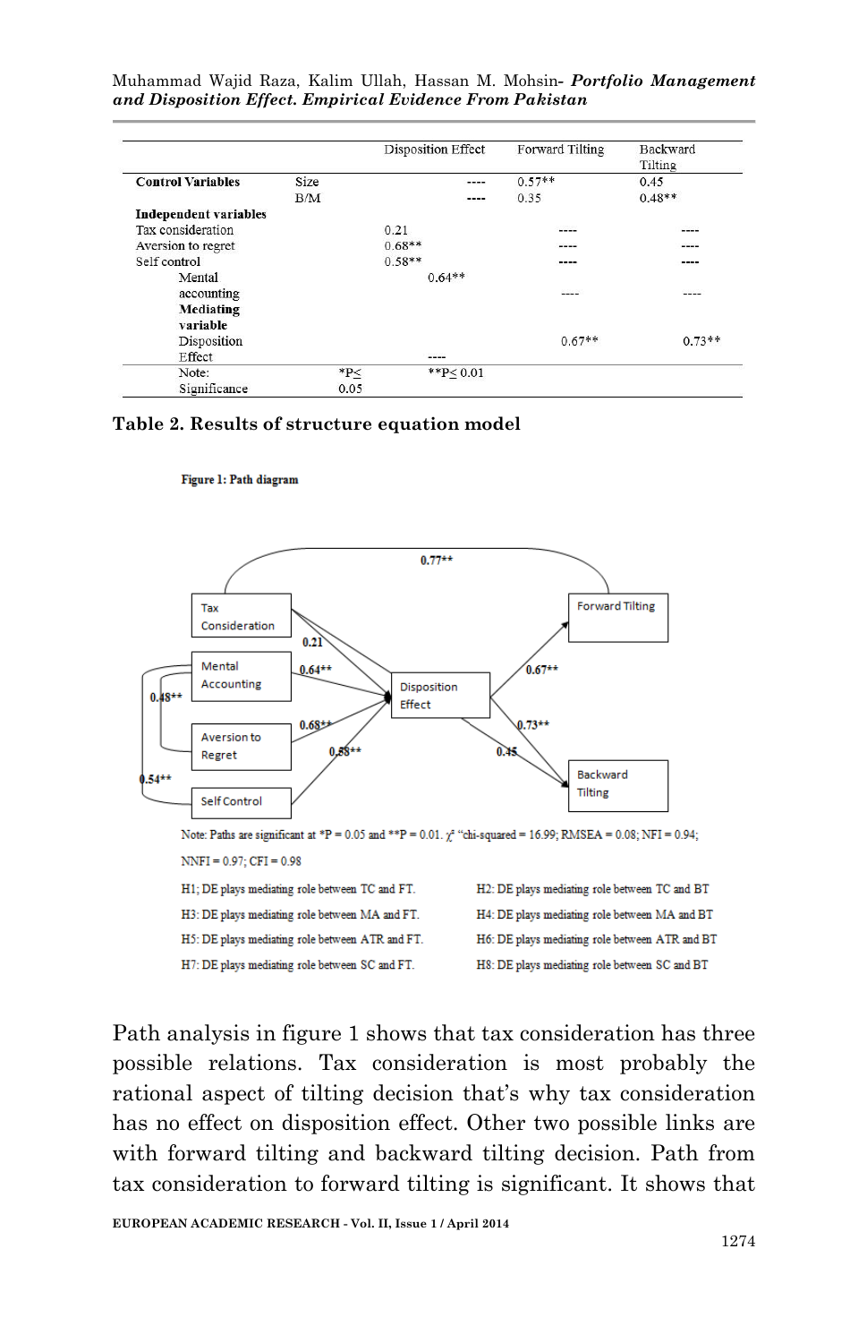| | | Disposition Effect | Forward Tilting | Backward Tilting |
|---|---|---|---|---|
| **Control Variables** | Size | ---- | 0.57** | 0.45 |
| | B/M | ---- | 0.35 | 0.48** |
| **Independent variables** | | | | |
| Tax consideration | | 0.21 | ---- | ---- |
| Aversion to regret | | 0.68** | ---- | ---- |
| Self control | | 0.58** | ---- | ---- |
| Mental accounting | | 0.64** | ---- | ---- |
| **Mediating variable** | | | | |
| Disposition Effect | | ---- | 0.67** | 0.73** |
| Note: Significance | *P≤ 0.05 | **P≤ 0.01 | | |

**Table 2. Results of structure equation model**

**Figure 1: Path diagram**

Note: Paths are significant at *P = 0.05 and **P = 0.01. $\chi^2$ "chi-squared = 16.99; RMSEA = 0.08; NFI = 0.94; NNFI = 0.97; CFI = 0.98

H1; DE plays mediating role between TC and FT.

H2: DE plays mediating role between TC and BT

H3: DE plays mediating role between MA and FT.

H4: DE plays mediating role between MA and BT

H5: DE plays mediating role between ATR and FT.

H6: DE plays mediating role between ATR and BT

H7: DE plays mediating role between SC and FT.

H8: DE plays mediating role between SC and BT

Path analysis in figure 1 shows that tax consideration has three possible relations. Tax consideration is most probably the rational aspect of tilting decision that's why tax consideration has no effect on disposition effect. Other two possible links are with forward tilting and backward tilting decision. Path from tax consideration to forward tilting is significant. It shows that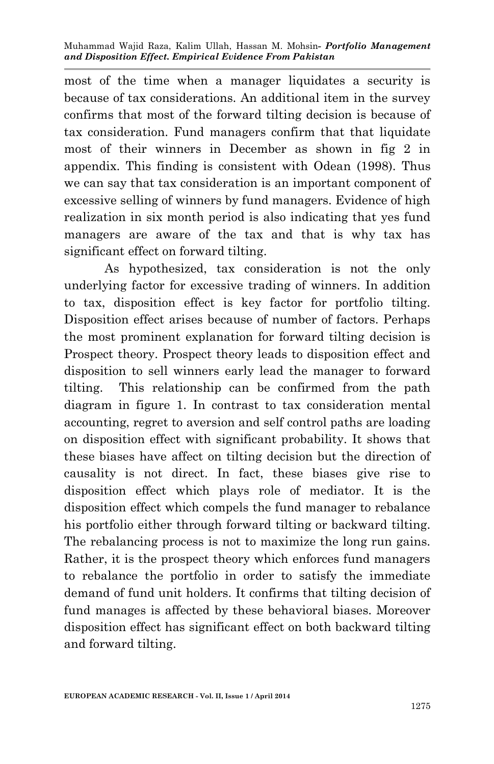most of the time when a manager liquidates a security is because of tax considerations. An additional item in the survey confirms that most of the forward tilting decision is because of tax consideration. Fund managers confirm that that liquidate most of their winners in December as shown in fig 2 in appendix. This finding is consistent with Odean (1998). Thus we can say that tax consideration is an important component of excessive selling of winners by fund managers. Evidence of high realization in six month period is also indicating that yes fund managers are aware of the tax and that is why tax has significant effect on forward tilting.

As hypothesized, tax consideration is not the only underlying factor for excessive trading of winners. In addition to tax, disposition effect is key factor for portfolio tilting. Disposition effect arises because of number of factors. Perhaps the most prominent explanation for forward tilting decision is Prospect theory. Prospect theory leads to disposition effect and disposition to sell winners early lead the manager to forward tilting. This relationship can be confirmed from the path diagram in figure 1. In contrast to tax consideration mental accounting, regret to aversion and self control paths are loading on disposition effect with significant probability. It shows that these biases have affect on tilting decision but the direction of causality is not direct. In fact, these biases give rise to disposition effect which plays role of mediator. It is the disposition effect which compels the fund manager to rebalance his portfolio either through forward tilting or backward tilting. The rebalancing process is not to maximize the long run gains. Rather, it is the prospect theory which enforces fund managers to rebalance the portfolio in order to satisfy the immediate demand of fund unit holders. It confirms that tilting decision of fund manages is affected by these behavioral biases. Moreover disposition effect has significant effect on both backward tilting and forward tilting.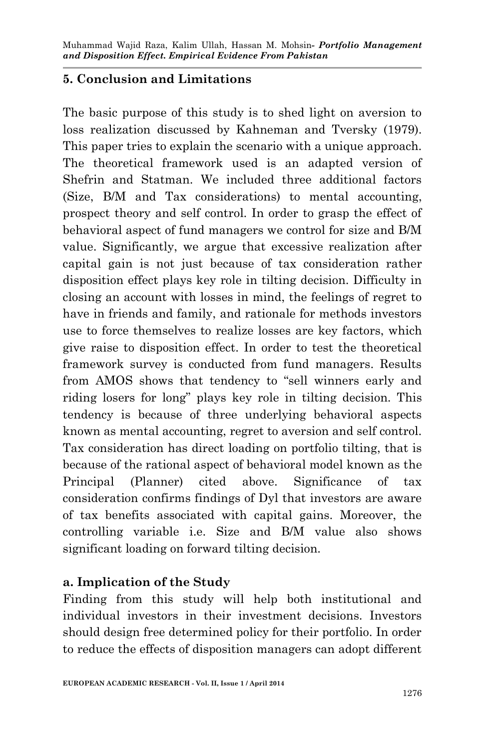## 5. Conclusion and Limitations

The basic purpose of this study is to shed light on aversion to loss realization discussed by Kahneman and Tversky (1979). This paper tries to explain the scenario with a unique approach. The theoretical framework used is an adapted version of Shefrin and Statman. We included three additional factors (Size, B/M and Tax considerations) to mental accounting, prospect theory and self control. In order to grasp the effect of behavioral aspect of fund managers we control for size and B/M value. Significantly, we argue that excessive realization after capital gain is not just because of tax consideration rather disposition effect plays key role in tilting decision. Difficulty in closing an account with losses in mind, the feelings of regret to have in friends and family, and rationale for methods investors use to force themselves to realize losses are key factors, which give raise to disposition effect. In order to test the theoretical framework survey is conducted from fund managers. Results from AMOS shows that tendency to "sell winners early and riding losers for long" plays key role in tilting decision. This tendency is because of three underlying behavioral aspects known as mental accounting, regret to aversion and self control. Tax consideration has direct loading on portfolio tilting, that is because of the rational aspect of behavioral model known as the Principal (Planner) cited above. Significance of tax consideration confirms findings of Dyl that investors are aware of tax benefits associated with capital gains. Moreover, the controlling variable i.e. Size and B/M value also shows significant loading on forward tilting decision.

### a. Implication of the Study

Finding from this study will help both institutional and individual investors in their investment decisions. Investors should design free determined policy for their portfolio. In order to reduce the effects of disposition managers can adopt different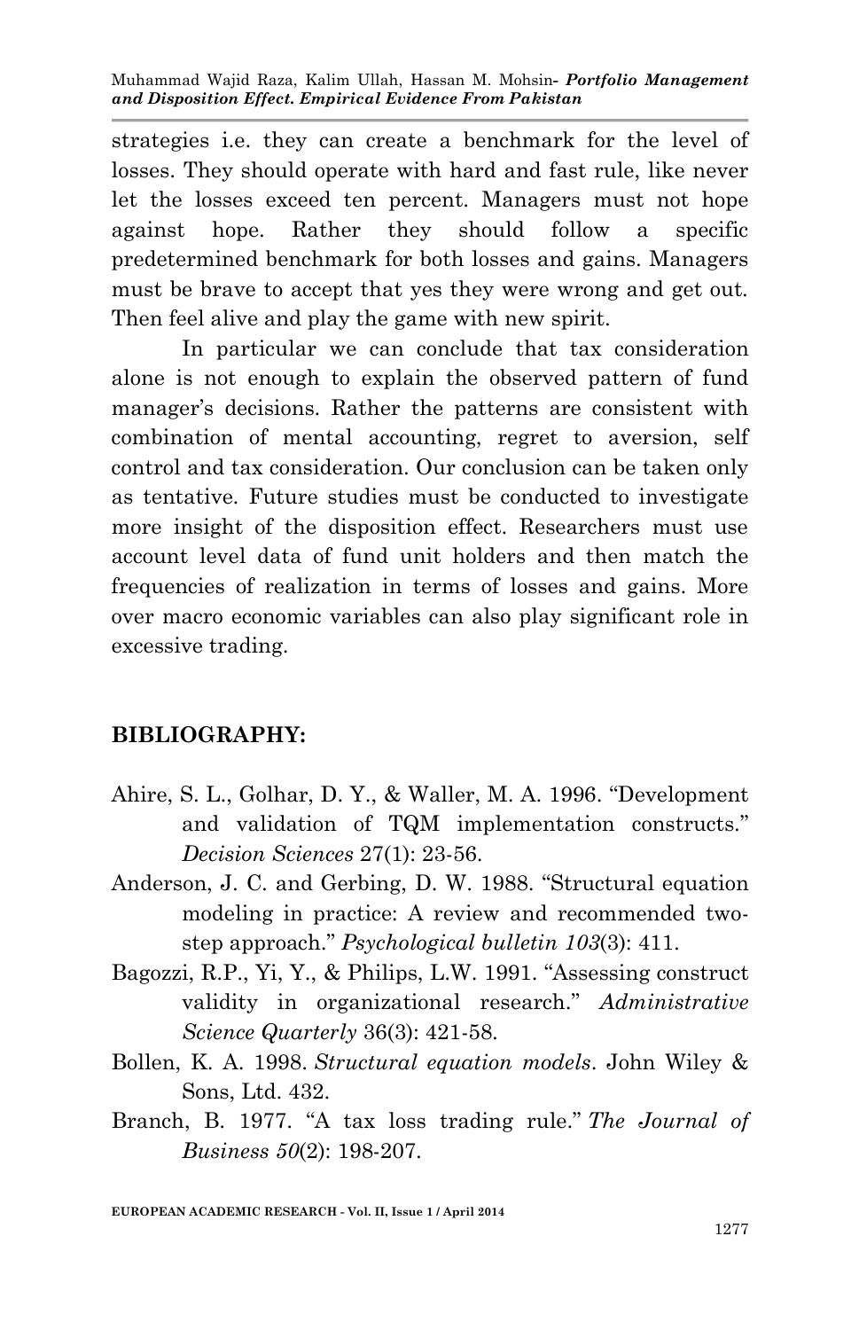strategies i.e. they can create a benchmark for the level of losses. They should operate with hard and fast rule, like never let the losses exceed ten percent. Managers must not hope against hope. Rather they should follow a specific predetermined benchmark for both losses and gains. Managers must be brave to accept that yes they were wrong and get out. Then feel alive and play the game with new spirit.

In particular we can conclude that tax consideration alone is not enough to explain the observed pattern of fund manager's decisions. Rather the patterns are consistent with combination of mental accounting, regret to aversion, self control and tax consideration. Our conclusion can be taken only as tentative. Future studies must be conducted to investigate more insight of the disposition effect. Researchers must use account level data of fund unit holders and then match the frequencies of realization in terms of losses and gains. More over macro economic variables can also play significant role in excessive trading.

## BIBLIOGRAPHY:

Ahire, S. L., Golhar, D. Y., & Waller, M. A. 1996. "Development and validation of TQM implementation constructs." *Decision Sciences* 27(1): 23-56.

Anderson, J. C. and Gerbing, D. W. 1988. "Structural equation modeling in practice: A review and recommended two-step approach." *Psychological bulletin 103*(3): 411.

Bagozzi, R.P., Yi, Y., & Philips, L.W. 1991. "Assessing construct validity in organizational research." *Administrative Science Quarterly* 36(3): 421-58.

Bollen, K. A. 1998. *Structural equation models*. John Wiley & Sons, Ltd. 432.

Branch, B. 1977. "A tax loss trading rule." *The Journal of Business 50*(2): 198-207.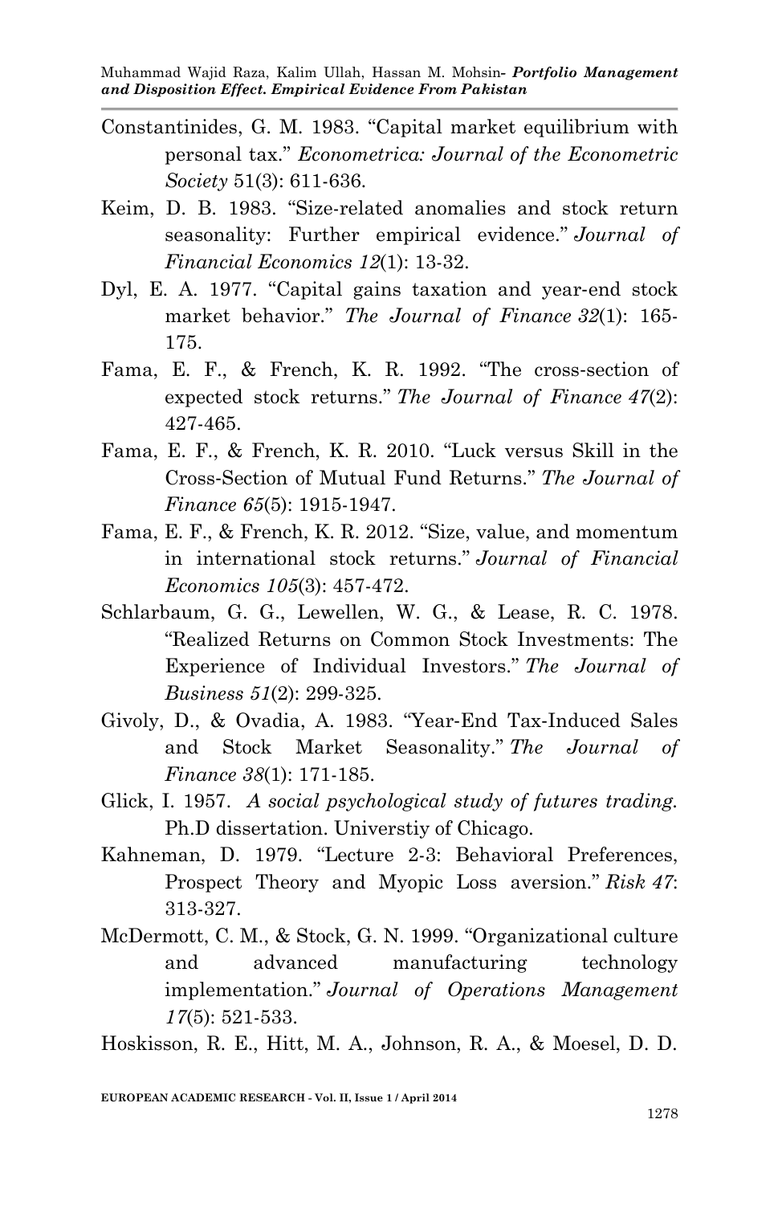Constantinides, G. M. 1983. "Capital market equilibrium with personal tax." *Econometrica: Journal of the Econometric Society* 51(3): 611-636.

Keim, D. B. 1983. "Size-related anomalies and stock return seasonality: Further empirical evidence." *Journal of Financial Economics 12*(1): 13-32.

Dyl, E. A. 1977. "Capital gains taxation and year-end stock market behavior." *The Journal of Finance 32*(1): 165-175.

Fama, E. F., & French, K. R. 1992. "The cross-section of expected stock returns." *The Journal of Finance 47*(2): 427-465.

Fama, E. F., & French, K. R. 2010. "Luck versus Skill in the Cross-Section of Mutual Fund Returns." *The Journal of Finance 65*(5): 1915-1947.

Fama, E. F., & French, K. R. 2012. "Size, value, and momentum in international stock returns." *Journal of Financial Economics 105*(3): 457-472.

Schlarbaum, G. G., Lewellen, W. G., & Lease, R. C. 1978. "Realized Returns on Common Stock Investments: The Experience of Individual Investors." *The Journal of Business 51*(2): 299-325.

Givoly, D., & Ovadia, A. 1983. "Year-End Tax-Induced Sales and Stock Market Seasonality." *The Journal of Finance 38*(1): 171-185.

Glick, I. 1957. *A social psychological study of futures trading.* Ph.D dissertation. Universtiy of Chicago.

Kahneman, D. 1979. "Lecture 2-3: Behavioral Preferences, Prospect Theory and Myopic Loss aversion." *Risk 47*: 313-327.

McDermott, C. M., & Stock, G. N. 1999. "Organizational culture and advanced manufacturing technology implementation." *Journal of Operations Management 17*(5): 521-533.

Hoskisson, R. E., Hitt, M. A., Johnson, R. A., & Moesel, D. D.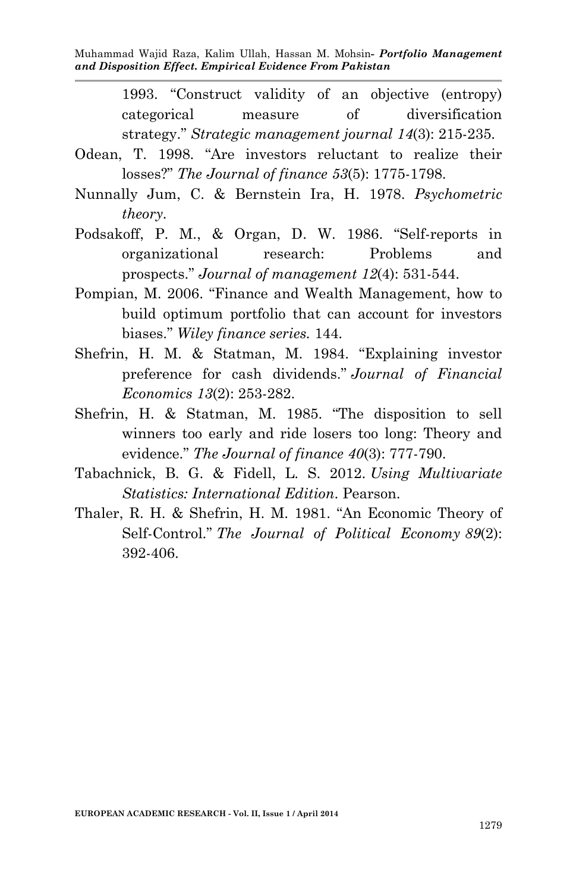1993. "Construct validity of an objective (entropy) categorical measure of diversification strategy." *Strategic management journal 14*(3): 215-235.

Odean, T. 1998. "Are investors reluctant to realize their losses?" *The Journal of finance 53*(5): 1775-1798.

Nunnally Jum, C. & Bernstein Ira, H. 1978. *Psychometric theory*.

Podsakoff, P. M., & Organ, D. W. 1986. "Self-reports in organizational research: Problems and prospects." *Journal of management 12*(4): 531-544.

Pompian, M. 2006. "Finance and Wealth Management, how to build optimum portfolio that can account for investors biases." *Wiley finance series.* 144.

Shefrin, H. M. & Statman, M. 1984. "Explaining investor preference for cash dividends." *Journal of Financial Economics 13*(2): 253-282.

Shefrin, H. & Statman, M. 1985. "The disposition to sell winners too early and ride losers too long: Theory and evidence." *The Journal of finance 40*(3): 777-790.

Tabachnick, B. G. & Fidell, L. S. 2012. *Using Multivariate Statistics: International Edition*. Pearson.

Thaler, R. H. & Shefrin, H. M. 1981. "An Economic Theory of Self-Control." *The Journal of Political Economy 89*(2): 392-406.